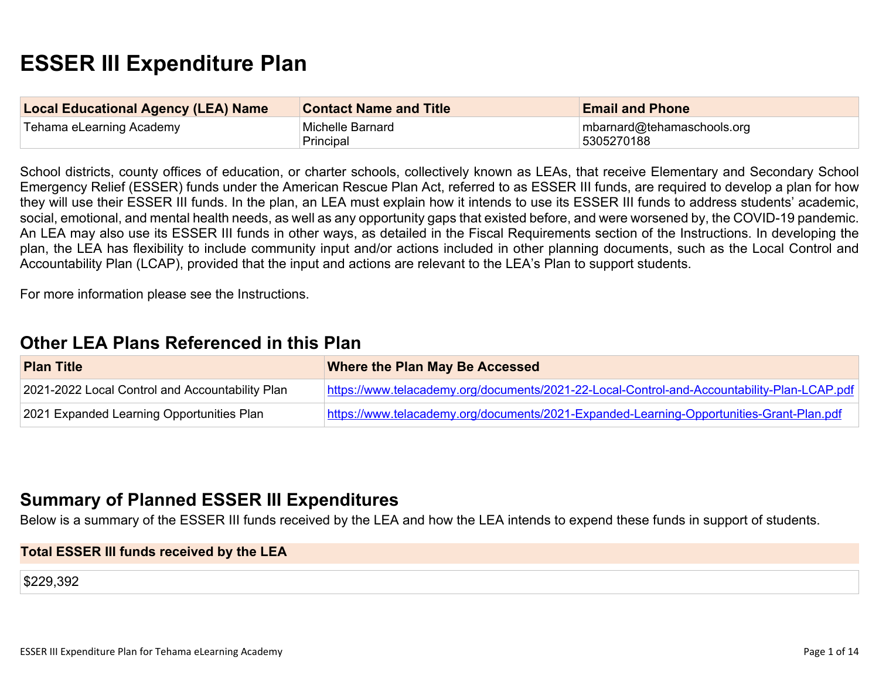# ESSER III Expenditure Plan

| Local Educational Agency (LEA) Name | Contact Name and Title | Email and Phone |
| --- | --- | --- |
| Tehama eLearning Academy | Michelle Barnard<br>Principal | mbarnard@tehamaschools.org<br>5305270188 |

School districts, county offices of education, or charter schools, collectively known as LEAs, that receive Elementary and Secondary School Emergency Relief (ESSER) funds under the American Rescue Plan Act, referred to as ESSER III funds, are required to develop a plan for how they will use their ESSER III funds. In the plan, an LEA must explain how it intends to use its ESSER III funds to address students' academic, social, emotional, and mental health needs, as well as any opportunity gaps that existed before, and were worsened by, the COVID-19 pandemic. An LEA may also use its ESSER III funds in other ways, as detailed in the Fiscal Requirements section of the Instructions. In developing the plan, the LEA has flexibility to include community input and/or actions included in other planning documents, such as the Local Control and Accountability Plan (LCAP), provided that the input and actions are relevant to the LEA's Plan to support students.

For more information please see the Instructions.

## Other LEA Plans Referenced in this Plan

| Plan Title | Where the Plan May Be Accessed |
| --- | --- |
| 2021-2022 Local Control and Accountability Plan | https://www.telacademy.org/documents/2021-22-Local-Control-and-Accountability-Plan-LCAP.pdf |
| 2021 Expanded Learning Opportunities Plan | https://www.telacademy.org/documents/2021-Expanded-Learning-Opportunities-Grant-Plan.pdf |

## Summary of Planned ESSER III Expenditures

Below is a summary of the ESSER III funds received by the LEA and how the LEA intends to expend these funds in support of students.

| Total ESSER III funds received by the LEA |
| --- |
| $229,392 |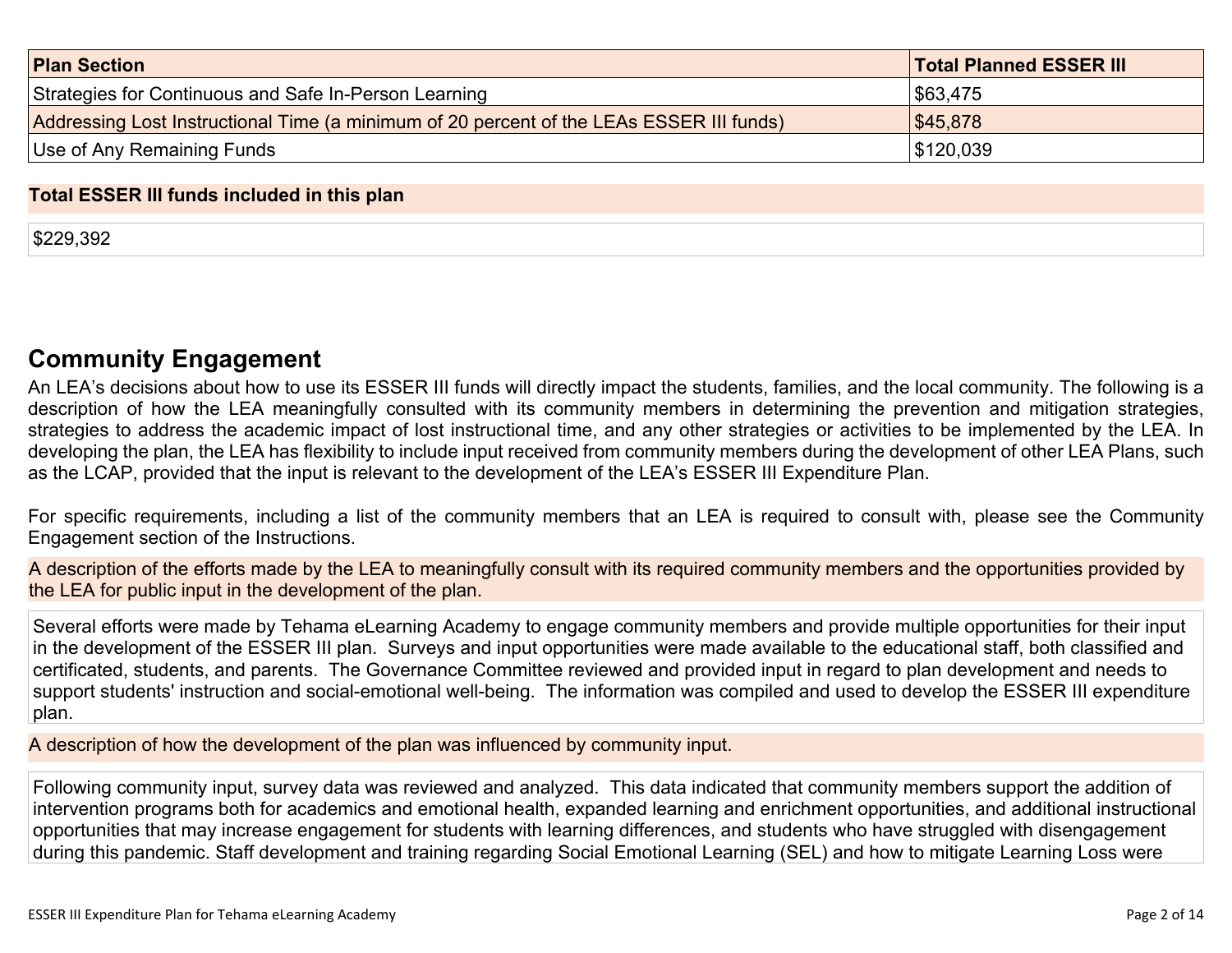| Plan Section | Total Planned ESSER III |
|---|---|
| Strategies for Continuous and Safe In-Person Learning | $63,475 |
| Addressing Lost Instructional Time (a minimum of 20 percent of the LEAs ESSER III funds) | $45,878 |
| Use of Any Remaining Funds | $120,039 |

**Total ESSER III funds included in this plan**

$229,392

## Community Engagement

An LEA's decisions about how to use its ESSER III funds will directly impact the students, families, and the local community. The following is a description of how the LEA meaningfully consulted with its community members in determining the prevention and mitigation strategies, strategies to address the academic impact of lost instructional time, and any other strategies or activities to be implemented by the LEA. In developing the plan, the LEA has flexibility to include input received from community members during the development of other LEA Plans, such as the LCAP, provided that the input is relevant to the development of the LEA's ESSER III Expenditure Plan.

For specific requirements, including a list of the community members that an LEA is required to consult with, please see the Community Engagement section of the Instructions.

A description of the efforts made by the LEA to meaningfully consult with its required community members and the opportunities provided by the LEA for public input in the development of the plan.

Several efforts were made by Tehama eLearning Academy to engage community members and provide multiple opportunities for their input in the development of the ESSER III plan. Surveys and input opportunities were made available to the educational staff, both classified and certificated, students, and parents. The Governance Committee reviewed and provided input in regard to plan development and needs to support students' instruction and social-emotional well-being. The information was compiled and used to develop the ESSER III expenditure plan.

A description of how the development of the plan was influenced by community input.

Following community input, survey data was reviewed and analyzed. This data indicated that community members support the addition of intervention programs both for academics and emotional health, expanded learning and enrichment opportunities, and additional instructional opportunities that may increase engagement for students with learning differences, and students who have struggled with disengagement during this pandemic. Staff development and training regarding Social Emotional Learning (SEL) and how to mitigate Learning Loss were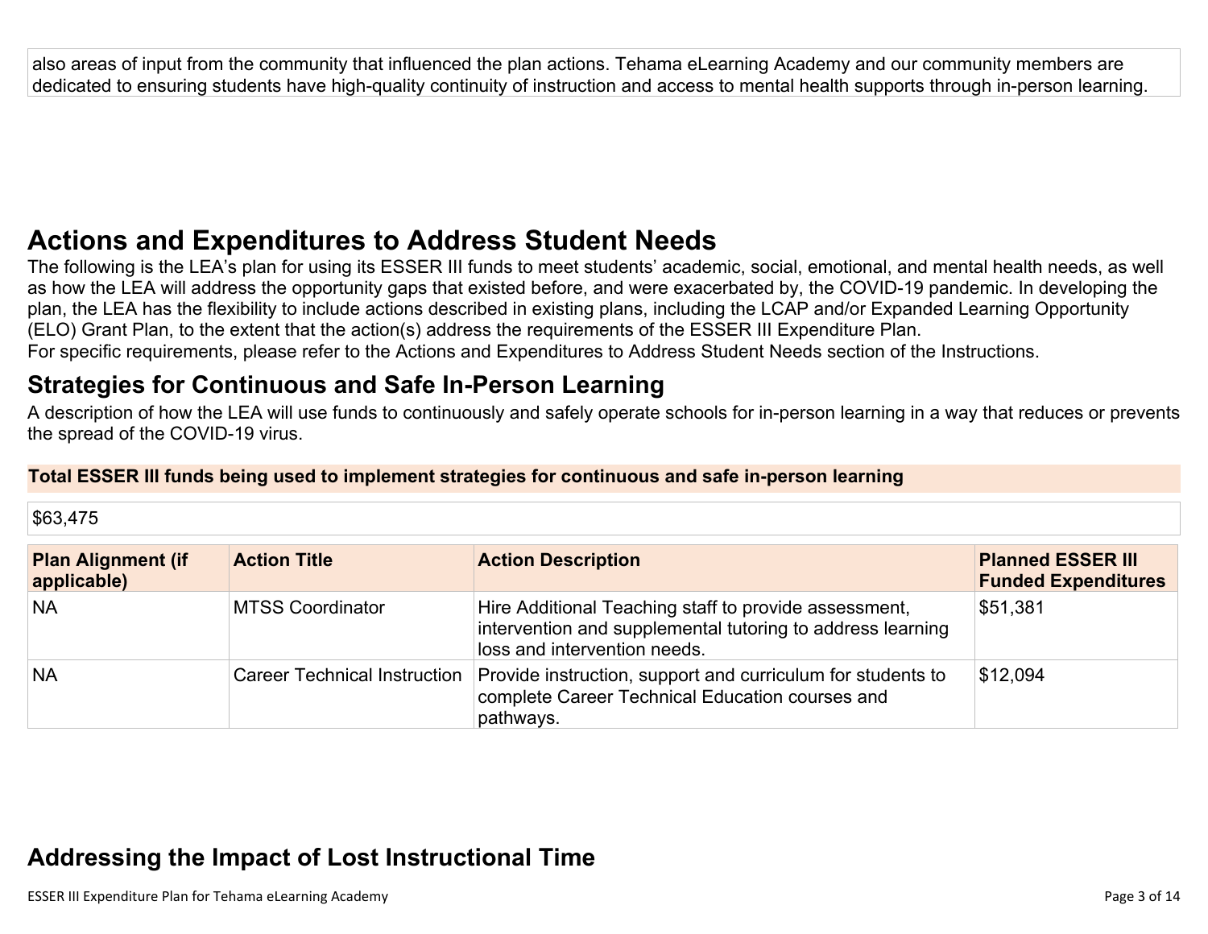also areas of input from the community that influenced the plan actions. Tehama eLearning Academy and our community members are dedicated to ensuring students have high-quality continuity of instruction and access to mental health supports through in-person learning.

# Actions and Expenditures to Address Student Needs

The following is the LEA's plan for using its ESSER III funds to meet students' academic, social, emotional, and mental health needs, as well as how the LEA will address the opportunity gaps that existed before, and were exacerbated by, the COVID-19 pandemic. In developing the plan, the LEA has the flexibility to include actions described in existing plans, including the LCAP and/or Expanded Learning Opportunity (ELO) Grant Plan, to the extent that the action(s) address the requirements of the ESSER III Expenditure Plan.
For specific requirements, please refer to the Actions and Expenditures to Address Student Needs section of the Instructions.

## Strategies for Continuous and Safe In-Person Learning

A description of how the LEA will use funds to continuously and safely operate schools for in-person learning in a way that reduces or prevents the spread of the COVID-19 virus.

**Total ESSER III funds being used to implement strategies for continuous and safe in-person learning**

$63,475

| Plan Alignment (if applicable) | Action Title | Action Description | Planned ESSER III Funded Expenditures |
|---|---|---|---|
| NA | MTSS Coordinator | Hire Additional Teaching staff to provide assessment, intervention and supplemental tutoring to address learning loss and intervention needs. | $51,381 |
| NA | Career Technical Instruction | Provide instruction, support and curriculum for students to complete Career Technical Education courses and pathways. | $12,094 |

## Addressing the Impact of Lost Instructional Time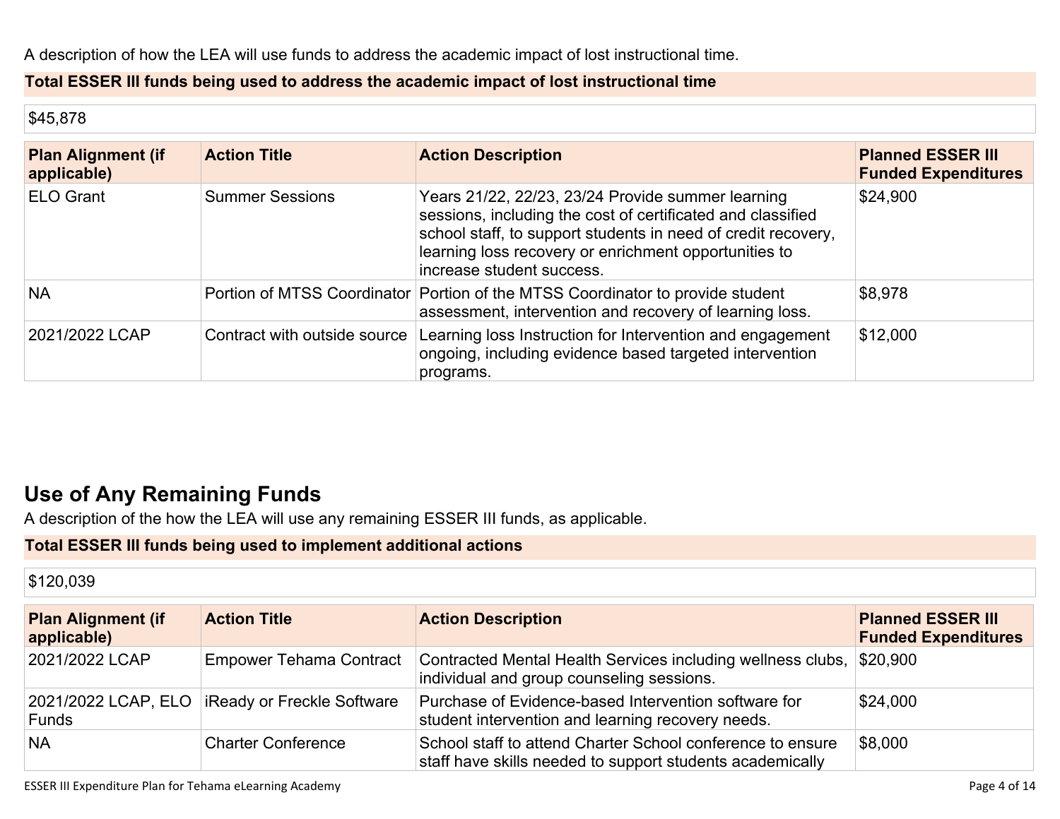A description of how the LEA will use funds to address the academic impact of lost instructional time.

**Total ESSER III funds being used to address the academic impact of lost instructional time**

$45,878

| Plan Alignment (if applicable) | Action Title | Action Description | Planned ESSER III Funded Expenditures |
|---|---|---|---|
| ELO Grant | Summer Sessions | Years 21/22, 22/23, 23/24 Provide summer learning sessions, including the cost of certificated and classified school staff, to support students in need of credit recovery, learning loss recovery or enrichment opportunities to increase student success. | $24,900 |
| NA | Portion of MTSS Coordinator | Portion of the MTSS Coordinator to provide student assessment, intervention and recovery of learning loss. | $8,978 |
| 2021/2022 LCAP | Contract with outside source | Learning loss Instruction for Intervention and engagement ongoing, including evidence based targeted intervention programs. | $12,000 |

## Use of Any Remaining Funds

A description of the how the LEA will use any remaining ESSER III funds, as applicable.

**Total ESSER III funds being used to implement additional actions**

$120,039

| Plan Alignment (if applicable) | Action Title | Action Description | Planned ESSER III Funded Expenditures |
|---|---|---|---|
| 2021/2022 LCAP | Empower Tehama Contract | Contracted Mental Health Services including wellness clubs, individual and group counseling sessions. | $20,900 |
| 2021/2022 LCAP, ELO Funds | iReady or Freckle Software | Purchase of Evidence-based Intervention software for student intervention and learning recovery needs. | $24,000 |
| NA | Charter Conference | School staff to attend Charter School conference to ensure staff have skills needed to support students academically | $8,000 |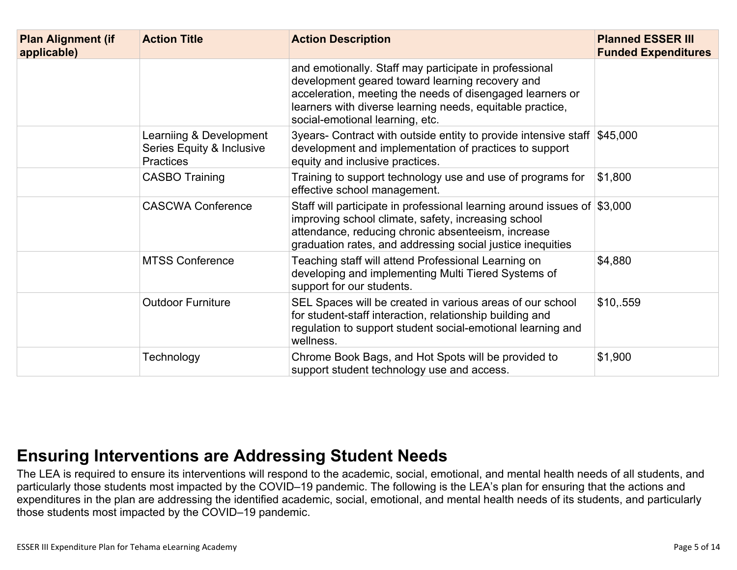| Plan Alignment (if applicable) | Action Title | Action Description | Planned ESSER III Funded Expenditures |
|---|---|---|---|
| | | and emotionally. Staff may participate in professional development geared toward learning recovery and acceleration, meeting the needs of disengaged learners or learners with diverse learning needs, equitable practice, social-emotional learning, etc. | |
| | Learniing & Development Series Equity & Inclusive Practices | 3years- Contract with outside entity to provide intensive staff development and implementation of practices to support equity and inclusive practices. | $45,000 |
| | CASBO Training | Training to support technology use and use of programs for effective school management. | $1,800 |
| | CASCWA Conference | Staff will participate in professional learning around issues of improving school climate, safety, increasing school attendance, reducing chronic absenteeism, increase graduation rates, and addressing social justice inequities | $3,000 |
| | MTSS Conference | Teaching staff will attend Professional Learning on developing and implementing Multi Tiered Systems of support for our students. | $4,880 |
| | Outdoor Furniture | SEL Spaces will be created in various areas of our school for student-staff interaction, relationship building and regulation to support student social-emotional learning and wellness. | $10,.559 |
| | Technology | Chrome Book Bags, and Hot Spots will be provided to support student technology use and access. | $1,900 |

# Ensuring Interventions are Addressing Student Needs

The LEA is required to ensure its interventions will respond to the academic, social, emotional, and mental health needs of all students, and particularly those students most impacted by the COVID–19 pandemic. The following is the LEA's plan for ensuring that the actions and expenditures in the plan are addressing the identified academic, social, emotional, and mental health needs of its students, and particularly those students most impacted by the COVID–19 pandemic.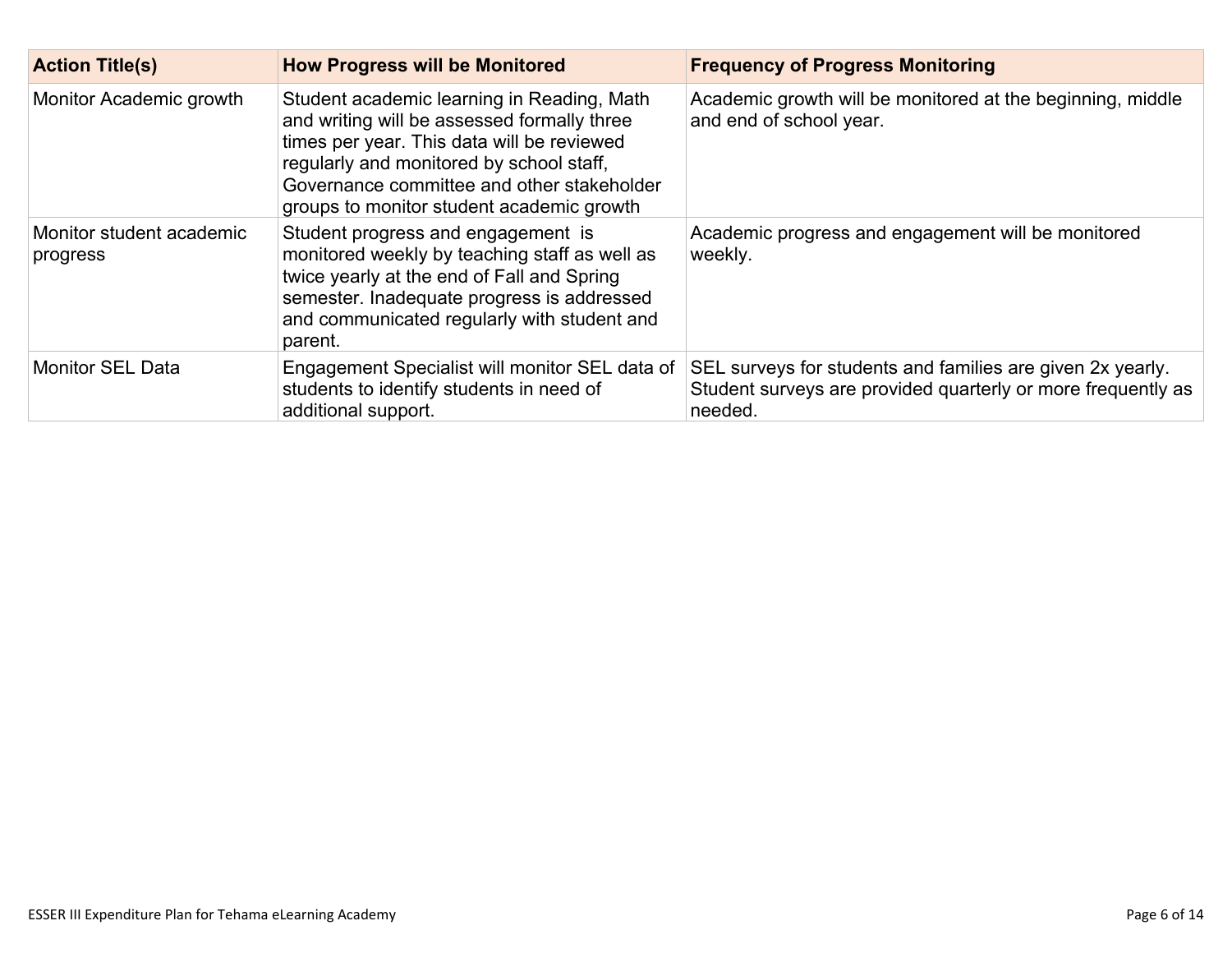| Action Title(s) | How Progress will be Monitored | Frequency of Progress Monitoring |
| --- | --- | --- |
| Monitor Academic growth | Student academic learning in Reading, Math and writing will be assessed formally three times per year. This data will be reviewed regularly and monitored by school staff, Governance committee and other stakeholder groups to monitor student academic growth | Academic growth will be monitored at the beginning, middle and end of school year. |
| Monitor student academic progress | Student progress and engagement is monitored weekly by teaching staff as well as twice yearly at the end of Fall and Spring semester. Inadequate progress is addressed and communicated regularly with student and parent. | Academic progress and engagement will be monitored weekly. |
| Monitor SEL Data | Engagement Specialist will monitor SEL data of students to identify students in need of additional support. | SEL surveys for students and families are given 2x yearly. Student surveys are provided quarterly or more frequently as needed. |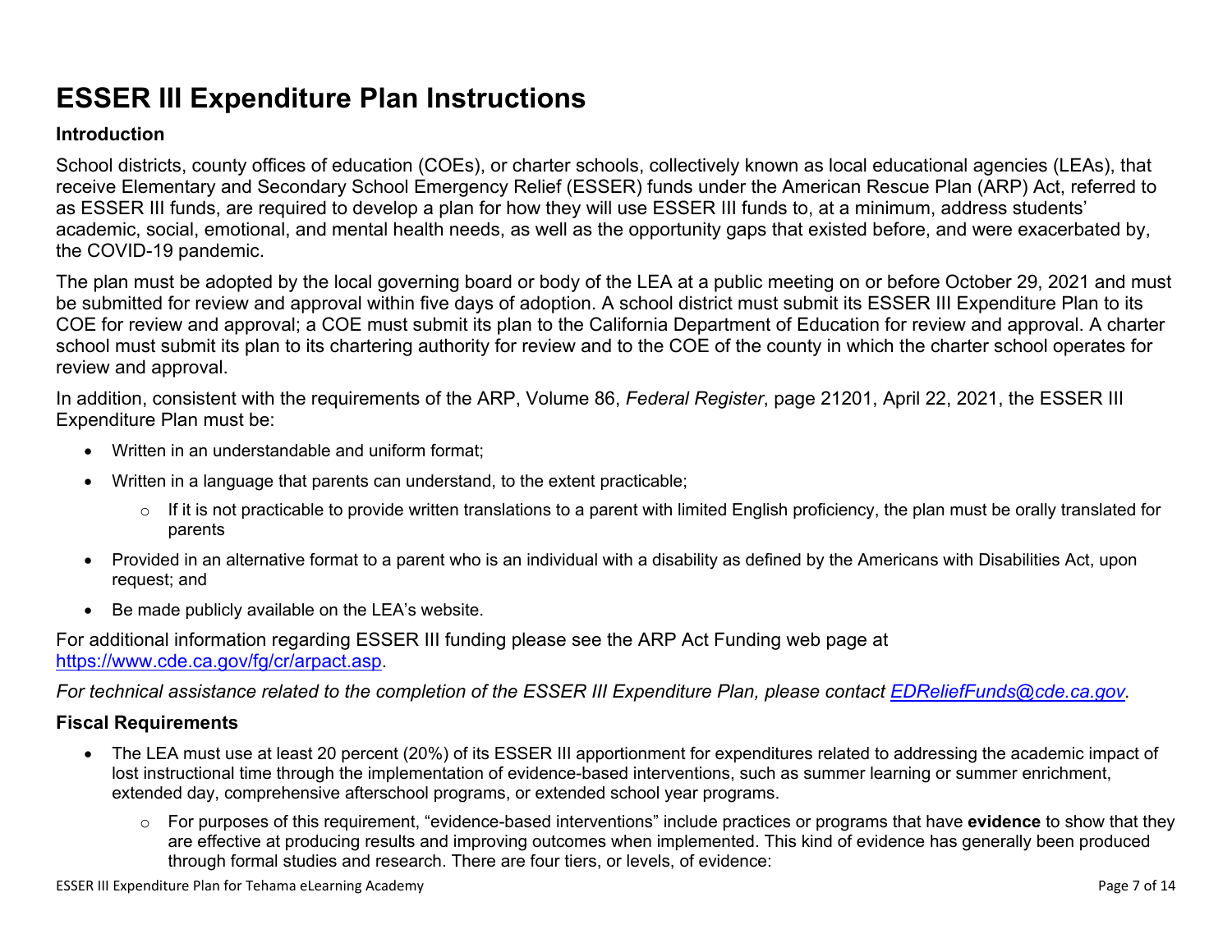# ESSER III Expenditure Plan Instructions

### Introduction

School districts, county offices of education (COEs), or charter schools, collectively known as local educational agencies (LEAs), that receive Elementary and Secondary School Emergency Relief (ESSER) funds under the American Rescue Plan (ARP) Act, referred to as ESSER III funds, are required to develop a plan for how they will use ESSER III funds to, at a minimum, address students' academic, social, emotional, and mental health needs, as well as the opportunity gaps that existed before, and were exacerbated by, the COVID-19 pandemic.

The plan must be adopted by the local governing board or body of the LEA at a public meeting on or before October 29, 2021 and must be submitted for review and approval within five days of adoption. A school district must submit its ESSER III Expenditure Plan to its COE for review and approval; a COE must submit its plan to the California Department of Education for review and approval. A charter school must submit its plan to its chartering authority for review and to the COE of the county in which the charter school operates for review and approval.

In addition, consistent with the requirements of the ARP, Volume 86, *Federal Register*, page 21201, April 22, 2021, the ESSER III Expenditure Plan must be:

- Written in an understandable and uniform format;
- Written in a language that parents can understand, to the extent practicable;
  - If it is not practicable to provide written translations to a parent with limited English proficiency, the plan must be orally translated for parents
- Provided in an alternative format to a parent who is an individual with a disability as defined by the Americans with Disabilities Act, upon request; and
- Be made publicly available on the LEA's website.

For additional information regarding ESSER III funding please see the ARP Act Funding web page at [https://www.cde.ca.gov/fg/cr/arpact.asp](https://www.cde.ca.gov/fg/cr/arpact.asp).

*For technical assistance related to the completion of the ESSER III Expenditure Plan, please contact [EDReliefFunds@cde.ca.gov](mailto:EDReliefFunds@cde.ca.gov).*

### Fiscal Requirements

- The LEA must use at least 20 percent (20%) of its ESSER III apportionment for expenditures related to addressing the academic impact of lost instructional time through the implementation of evidence-based interventions, such as summer learning or summer enrichment, extended day, comprehensive afterschool programs, or extended school year programs.
  - For purposes of this requirement, "evidence-based interventions" include practices or programs that have **evidence** to show that they are effective at producing results and improving outcomes when implemented. This kind of evidence has generally been produced through formal studies and research. There are four tiers, or levels, of evidence: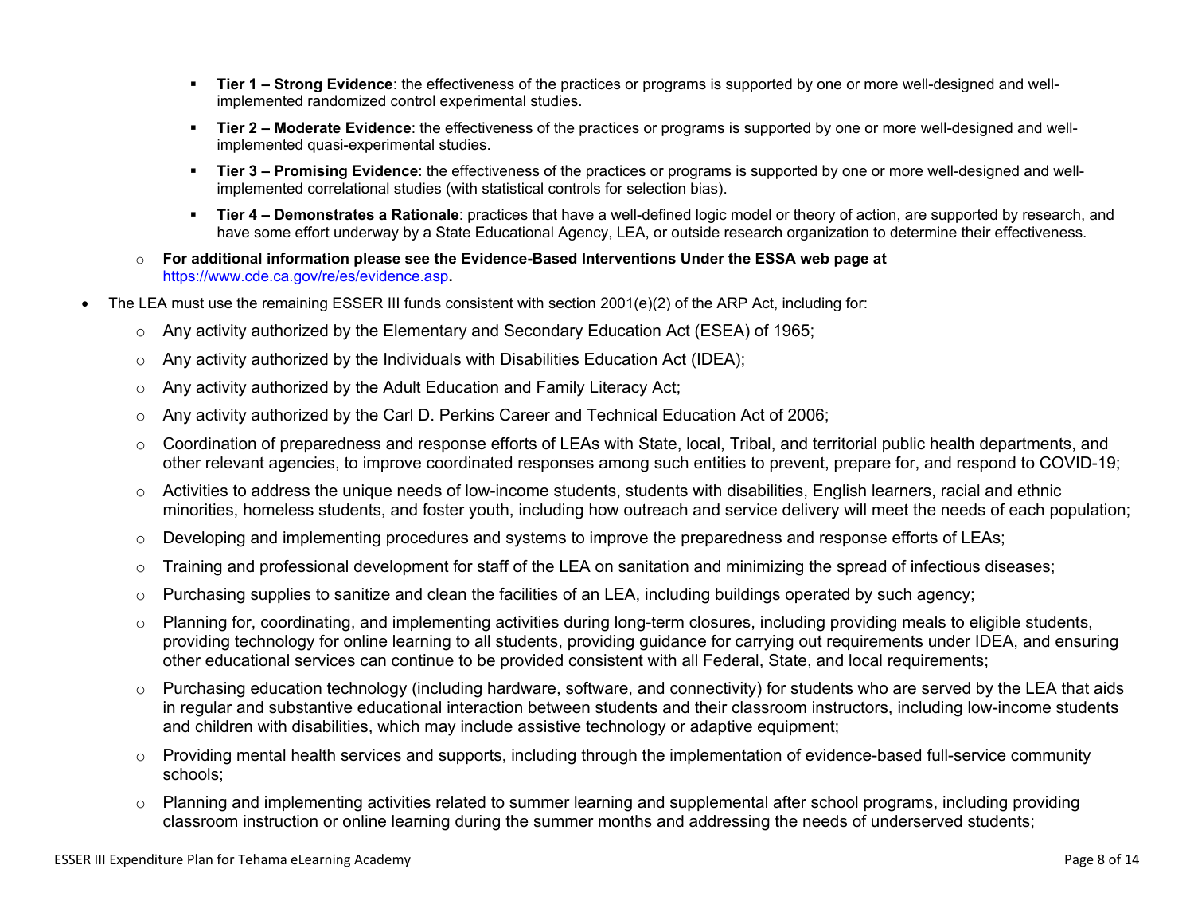- **Tier 1 – Strong Evidence**: the effectiveness of the practices or programs is supported by one or more well-designed and well-implemented randomized control experimental studies.
      - **Tier 2 – Moderate Evidence**: the effectiveness of the practices or programs is supported by one or more well-designed and well-implemented quasi-experimental studies.
      - **Tier 3 – Promising Evidence**: the effectiveness of the practices or programs is supported by one or more well-designed and well-implemented correlational studies (with statistical controls for selection bias).
      - **Tier 4 – Demonstrates a Rationale**: practices that have a well-defined logic model or theory of action, are supported by research, and have some effort underway by a State Educational Agency, LEA, or outside research organization to determine their effectiveness.
    - **For additional information please see the Evidence-Based Interventions Under the ESSA web page at** [https://www.cde.ca.gov/re/es/evidence.asp](https://www.cde.ca.gov/re/es/evidence.asp)**.**
- The LEA must use the remaining ESSER III funds consistent with section 2001(e)(2) of the ARP Act, including for:
    - Any activity authorized by the Elementary and Secondary Education Act (ESEA) of 1965;
    - Any activity authorized by the Individuals with Disabilities Education Act (IDEA);
    - Any activity authorized by the Adult Education and Family Literacy Act;
    - Any activity authorized by the Carl D. Perkins Career and Technical Education Act of 2006;
    - Coordination of preparedness and response efforts of LEAs with State, local, Tribal, and territorial public health departments, and other relevant agencies, to improve coordinated responses among such entities to prevent, prepare for, and respond to COVID-19;
    - Activities to address the unique needs of low-income students, students with disabilities, English learners, racial and ethnic minorities, homeless students, and foster youth, including how outreach and service delivery will meet the needs of each population;
    - Developing and implementing procedures and systems to improve the preparedness and response efforts of LEAs;
    - Training and professional development for staff of the LEA on sanitation and minimizing the spread of infectious diseases;
    - Purchasing supplies to sanitize and clean the facilities of an LEA, including buildings operated by such agency;
    - Planning for, coordinating, and implementing activities during long-term closures, including providing meals to eligible students, providing technology for online learning to all students, providing guidance for carrying out requirements under IDEA, and ensuring other educational services can continue to be provided consistent with all Federal, State, and local requirements;
    - Purchasing education technology (including hardware, software, and connectivity) for students who are served by the LEA that aids in regular and substantive educational interaction between students and their classroom instructors, including low-income students and children with disabilities, which may include assistive technology or adaptive equipment;
    - Providing mental health services and supports, including through the implementation of evidence-based full-service community schools;
    - Planning and implementing activities related to summer learning and supplemental after school programs, including providing classroom instruction or online learning during the summer months and addressing the needs of underserved students;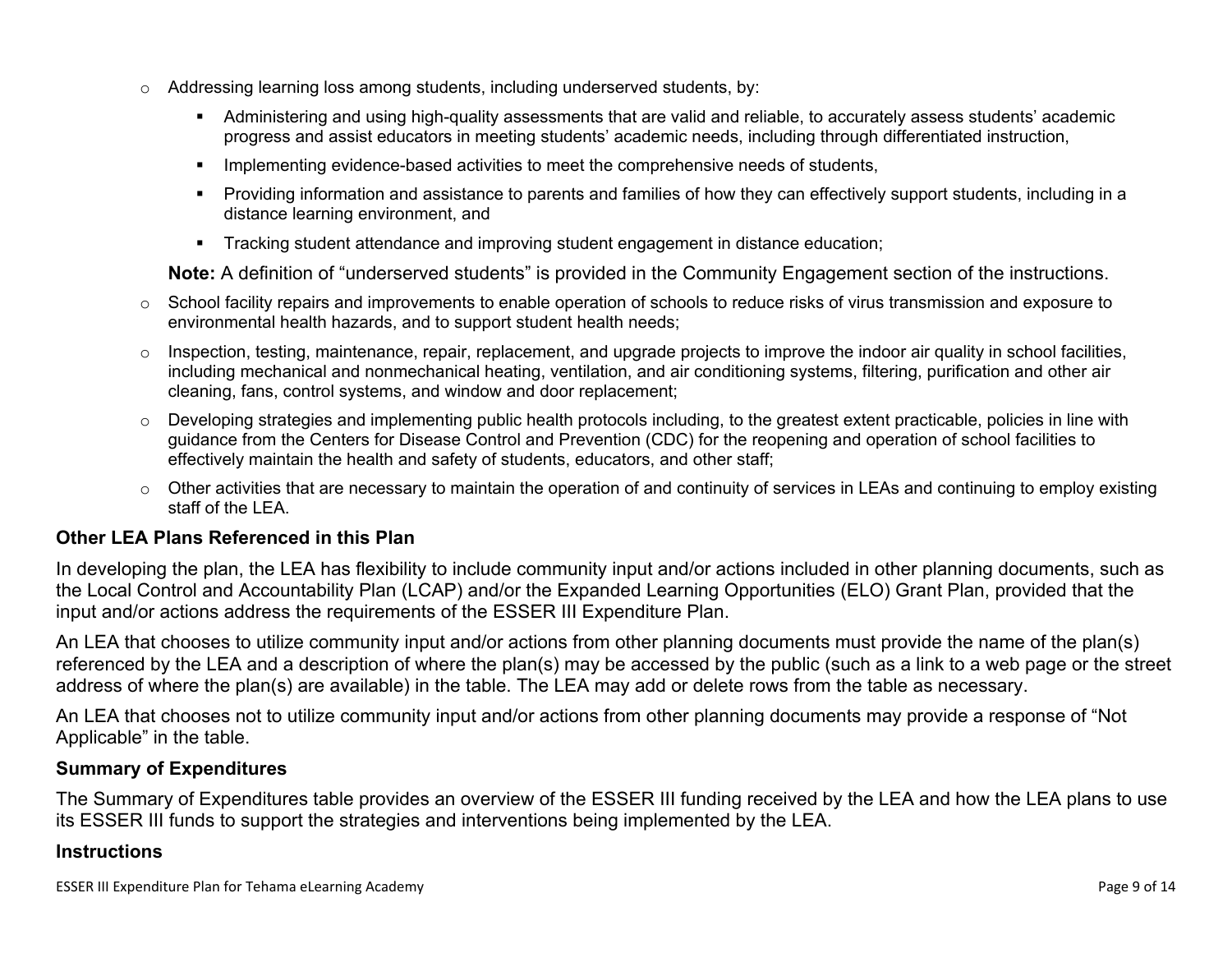- Addressing learning loss among students, including underserved students, by:
  - Administering and using high-quality assessments that are valid and reliable, to accurately assess students' academic progress and assist educators in meeting students' academic needs, including through differentiated instruction,
  - Implementing evidence-based activities to meet the comprehensive needs of students,
  - Providing information and assistance to parents and families of how they can effectively support students, including in a distance learning environment, and
  - Tracking student attendance and improving student engagement in distance education;

  **Note:** A definition of "underserved students" is provided in the Community Engagement section of the instructions.
- School facility repairs and improvements to enable operation of schools to reduce risks of virus transmission and exposure to environmental health hazards, and to support student health needs;
- Inspection, testing, maintenance, repair, replacement, and upgrade projects to improve the indoor air quality in school facilities, including mechanical and nonmechanical heating, ventilation, and air conditioning systems, filtering, purification and other air cleaning, fans, control systems, and window and door replacement;
- Developing strategies and implementing public health protocols including, to the greatest extent practicable, policies in line with guidance from the Centers for Disease Control and Prevention (CDC) for the reopening and operation of school facilities to effectively maintain the health and safety of students, educators, and other staff;
- Other activities that are necessary to maintain the operation of and continuity of services in LEAs and continuing to employ existing staff of the LEA.

### Other LEA Plans Referenced in this Plan

In developing the plan, the LEA has flexibility to include community input and/or actions included in other planning documents, such as the Local Control and Accountability Plan (LCAP) and/or the Expanded Learning Opportunities (ELO) Grant Plan, provided that the input and/or actions address the requirements of the ESSER III Expenditure Plan.

An LEA that chooses to utilize community input and/or actions from other planning documents must provide the name of the plan(s) referenced by the LEA and a description of where the plan(s) may be accessed by the public (such as a link to a web page or the street address of where the plan(s) are available) in the table. The LEA may add or delete rows from the table as necessary.

An LEA that chooses not to utilize community input and/or actions from other planning documents may provide a response of "Not Applicable" in the table.

### Summary of Expenditures

The Summary of Expenditures table provides an overview of the ESSER III funding received by the LEA and how the LEA plans to use its ESSER III funds to support the strategies and interventions being implemented by the LEA.

### Instructions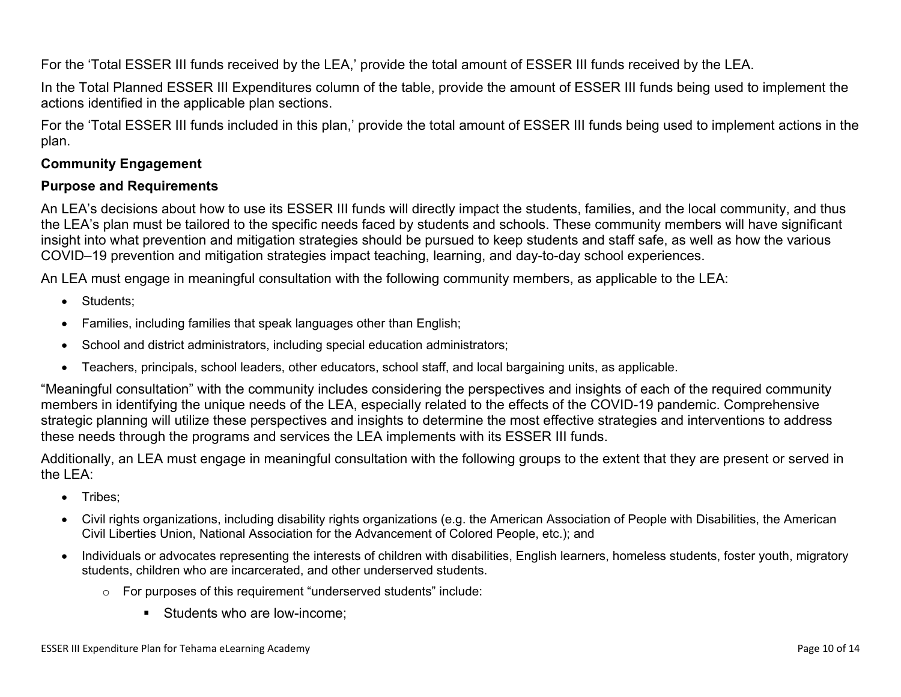For the 'Total ESSER III funds received by the LEA,' provide the total amount of ESSER III funds received by the LEA.

In the Total Planned ESSER III Expenditures column of the table, provide the amount of ESSER III funds being used to implement the actions identified in the applicable plan sections.

For the 'Total ESSER III funds included in this plan,' provide the total amount of ESSER III funds being used to implement actions in the plan.

**Community Engagement**

**Purpose and Requirements**

An LEA's decisions about how to use its ESSER III funds will directly impact the students, families, and the local community, and thus the LEA's plan must be tailored to the specific needs faced by students and schools. These community members will have significant insight into what prevention and mitigation strategies should be pursued to keep students and staff safe, as well as how the various COVID–19 prevention and mitigation strategies impact teaching, learning, and day-to-day school experiences.

An LEA must engage in meaningful consultation with the following community members, as applicable to the LEA:

- Students;
- Families, including families that speak languages other than English;
- School and district administrators, including special education administrators;
- Teachers, principals, school leaders, other educators, school staff, and local bargaining units, as applicable.

"Meaningful consultation" with the community includes considering the perspectives and insights of each of the required community members in identifying the unique needs of the LEA, especially related to the effects of the COVID-19 pandemic. Comprehensive strategic planning will utilize these perspectives and insights to determine the most effective strategies and interventions to address these needs through the programs and services the LEA implements with its ESSER III funds.

Additionally, an LEA must engage in meaningful consultation with the following groups to the extent that they are present or served in the LEA:

- Tribes;
- Civil rights organizations, including disability rights organizations (e.g. the American Association of People with Disabilities, the American Civil Liberties Union, National Association for the Advancement of Colored People, etc.); and
- Individuals or advocates representing the interests of children with disabilities, English learners, homeless students, foster youth, migratory students, children who are incarcerated, and other underserved students.
  - For purposes of this requirement "underserved students" include:
    - Students who are low-income;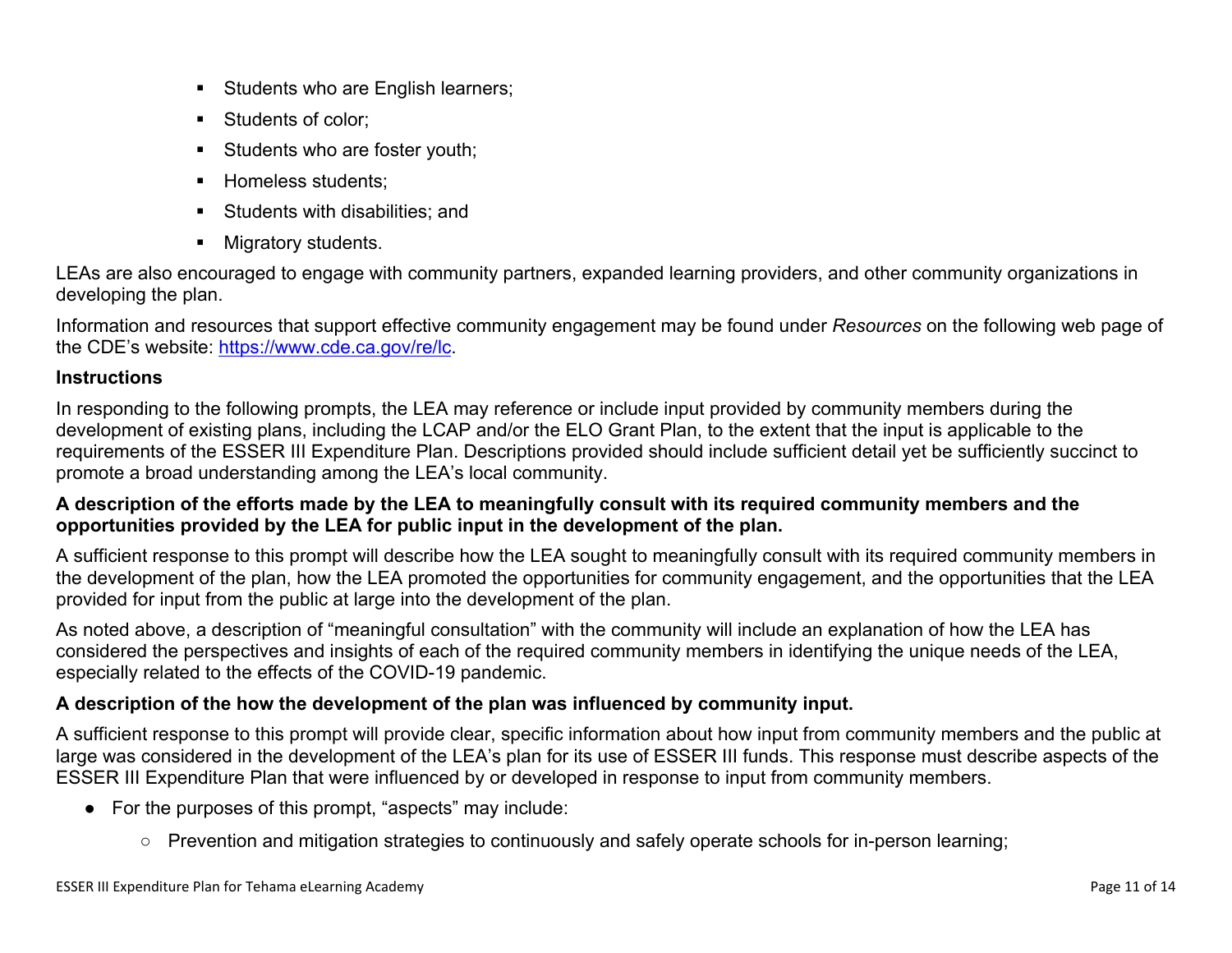- Students who are English learners;
- Students of color;
- Students who are foster youth;
- Homeless students;
- Students with disabilities; and
- Migratory students.

LEAs are also encouraged to engage with community partners, expanded learning providers, and other community organizations in developing the plan.

Information and resources that support effective community engagement may be found under *Resources* on the following web page of the CDE's website: [https://www.cde.ca.gov/re/lc](https://www.cde.ca.gov/re/lc).

### Instructions

In responding to the following prompts, the LEA may reference or include input provided by community members during the development of existing plans, including the LCAP and/or the ELO Grant Plan, to the extent that the input is applicable to the requirements of the ESSER III Expenditure Plan. Descriptions provided should include sufficient detail yet be sufficiently succinct to promote a broad understanding among the LEA's local community.

**A description of the efforts made by the LEA to meaningfully consult with its required community members and the opportunities provided by the LEA for public input in the development of the plan.**

A sufficient response to this prompt will describe how the LEA sought to meaningfully consult with its required community members in the development of the plan, how the LEA promoted the opportunities for community engagement, and the opportunities that the LEA provided for input from the public at large into the development of the plan.

As noted above, a description of "meaningful consultation" with the community will include an explanation of how the LEA has considered the perspectives and insights of each of the required community members in identifying the unique needs of the LEA, especially related to the effects of the COVID-19 pandemic.

**A description of the how the development of the plan was influenced by community input.**

A sufficient response to this prompt will provide clear, specific information about how input from community members and the public at large was considered in the development of the LEA's plan for its use of ESSER III funds. This response must describe aspects of the ESSER III Expenditure Plan that were influenced by or developed in response to input from community members.

- For the purposes of this prompt, "aspects" may include:
  - Prevention and mitigation strategies to continuously and safely operate schools for in-person learning;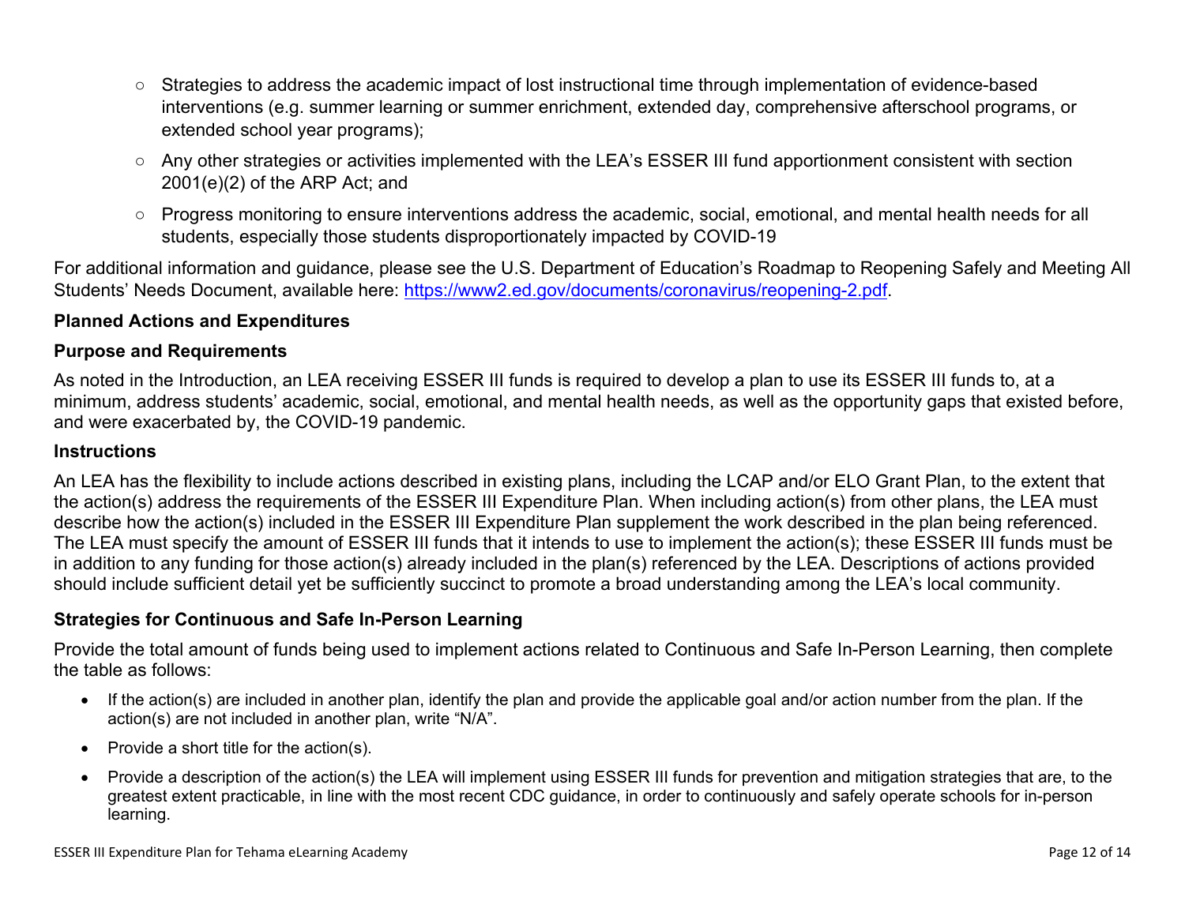- Strategies to address the academic impact of lost instructional time through implementation of evidence-based interventions (e.g. summer learning or summer enrichment, extended day, comprehensive afterschool programs, or extended school year programs);
- Any other strategies or activities implemented with the LEA's ESSER III fund apportionment consistent with section 2001(e)(2) of the ARP Act; and
- Progress monitoring to ensure interventions address the academic, social, emotional, and mental health needs for all students, especially those students disproportionately impacted by COVID-19

For additional information and guidance, please see the U.S. Department of Education's Roadmap to Reopening Safely and Meeting All Students' Needs Document, available here: [https://www2.ed.gov/documents/coronavirus/reopening-2.pdf](https://www2.ed.gov/documents/coronavirus/reopening-2.pdf).

## Planned Actions and Expenditures

### Purpose and Requirements

As noted in the Introduction, an LEA receiving ESSER III funds is required to develop a plan to use its ESSER III funds to, at a minimum, address students' academic, social, emotional, and mental health needs, as well as the opportunity gaps that existed before, and were exacerbated by, the COVID-19 pandemic.

### Instructions

An LEA has the flexibility to include actions described in existing plans, including the LCAP and/or ELO Grant Plan, to the extent that the action(s) address the requirements of the ESSER III Expenditure Plan. When including action(s) from other plans, the LEA must describe how the action(s) included in the ESSER III Expenditure Plan supplement the work described in the plan being referenced. The LEA must specify the amount of ESSER III funds that it intends to use to implement the action(s); these ESSER III funds must be in addition to any funding for those action(s) already included in the plan(s) referenced by the LEA. Descriptions of actions provided should include sufficient detail yet be sufficiently succinct to promote a broad understanding among the LEA's local community.

### Strategies for Continuous and Safe In-Person Learning

Provide the total amount of funds being used to implement actions related to Continuous and Safe In-Person Learning, then complete the table as follows:

- If the action(s) are included in another plan, identify the plan and provide the applicable goal and/or action number from the plan. If the action(s) are not included in another plan, write "N/A".
- Provide a short title for the action(s).
- Provide a description of the action(s) the LEA will implement using ESSER III funds for prevention and mitigation strategies that are, to the greatest extent practicable, in line with the most recent CDC guidance, in order to continuously and safely operate schools for in-person learning.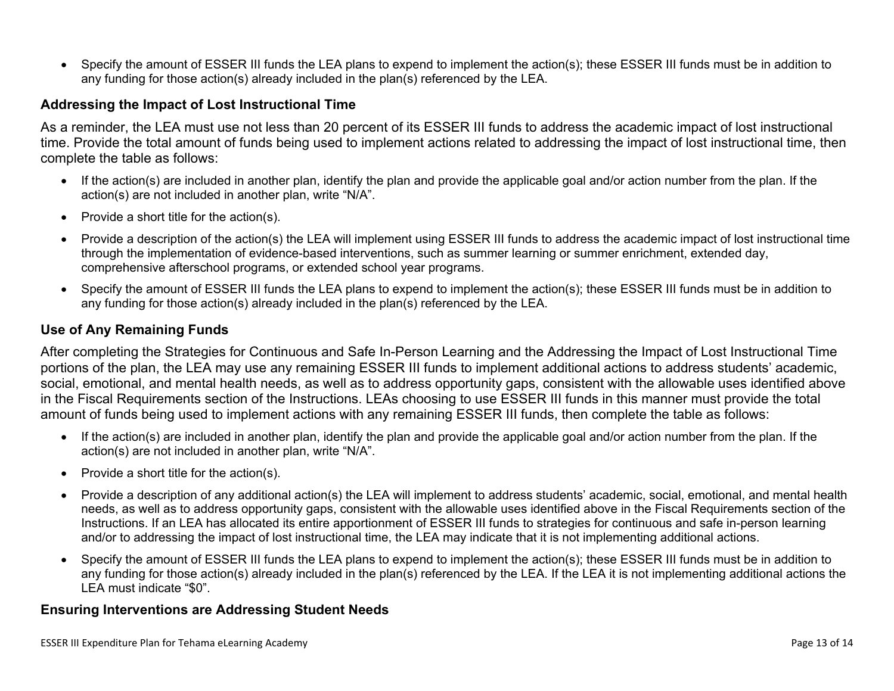- Specify the amount of ESSER III funds the LEA plans to expend to implement the action(s); these ESSER III funds must be in addition to any funding for those action(s) already included in the plan(s) referenced by the LEA.

### Addressing the Impact of Lost Instructional Time

As a reminder, the LEA must use not less than 20 percent of its ESSER III funds to address the academic impact of lost instructional time. Provide the total amount of funds being used to implement actions related to addressing the impact of lost instructional time, then complete the table as follows:

- If the action(s) are included in another plan, identify the plan and provide the applicable goal and/or action number from the plan. If the action(s) are not included in another plan, write "N/A".
- Provide a short title for the action(s).
- Provide a description of the action(s) the LEA will implement using ESSER III funds to address the academic impact of lost instructional time through the implementation of evidence-based interventions, such as summer learning or summer enrichment, extended day, comprehensive afterschool programs, or extended school year programs.
- Specify the amount of ESSER III funds the LEA plans to expend to implement the action(s); these ESSER III funds must be in addition to any funding for those action(s) already included in the plan(s) referenced by the LEA.

### Use of Any Remaining Funds

After completing the Strategies for Continuous and Safe In-Person Learning and the Addressing the Impact of Lost Instructional Time portions of the plan, the LEA may use any remaining ESSER III funds to implement additional actions to address students' academic, social, emotional, and mental health needs, as well as to address opportunity gaps, consistent with the allowable uses identified above in the Fiscal Requirements section of the Instructions. LEAs choosing to use ESSER III funds in this manner must provide the total amount of funds being used to implement actions with any remaining ESSER III funds, then complete the table as follows:

- If the action(s) are included in another plan, identify the plan and provide the applicable goal and/or action number from the plan. If the action(s) are not included in another plan, write "N/A".
- Provide a short title for the action(s).
- Provide a description of any additional action(s) the LEA will implement to address students' academic, social, emotional, and mental health needs, as well as to address opportunity gaps, consistent with the allowable uses identified above in the Fiscal Requirements section of the Instructions. If an LEA has allocated its entire apportionment of ESSER III funds to strategies for continuous and safe in-person learning and/or to addressing the impact of lost instructional time, the LEA may indicate that it is not implementing additional actions.
- Specify the amount of ESSER III funds the LEA plans to expend to implement the action(s); these ESSER III funds must be in addition to any funding for those action(s) already included in the plan(s) referenced by the LEA. If the LEA it is not implementing additional actions the LEA must indicate "$0".

### Ensuring Interventions are Addressing Student Needs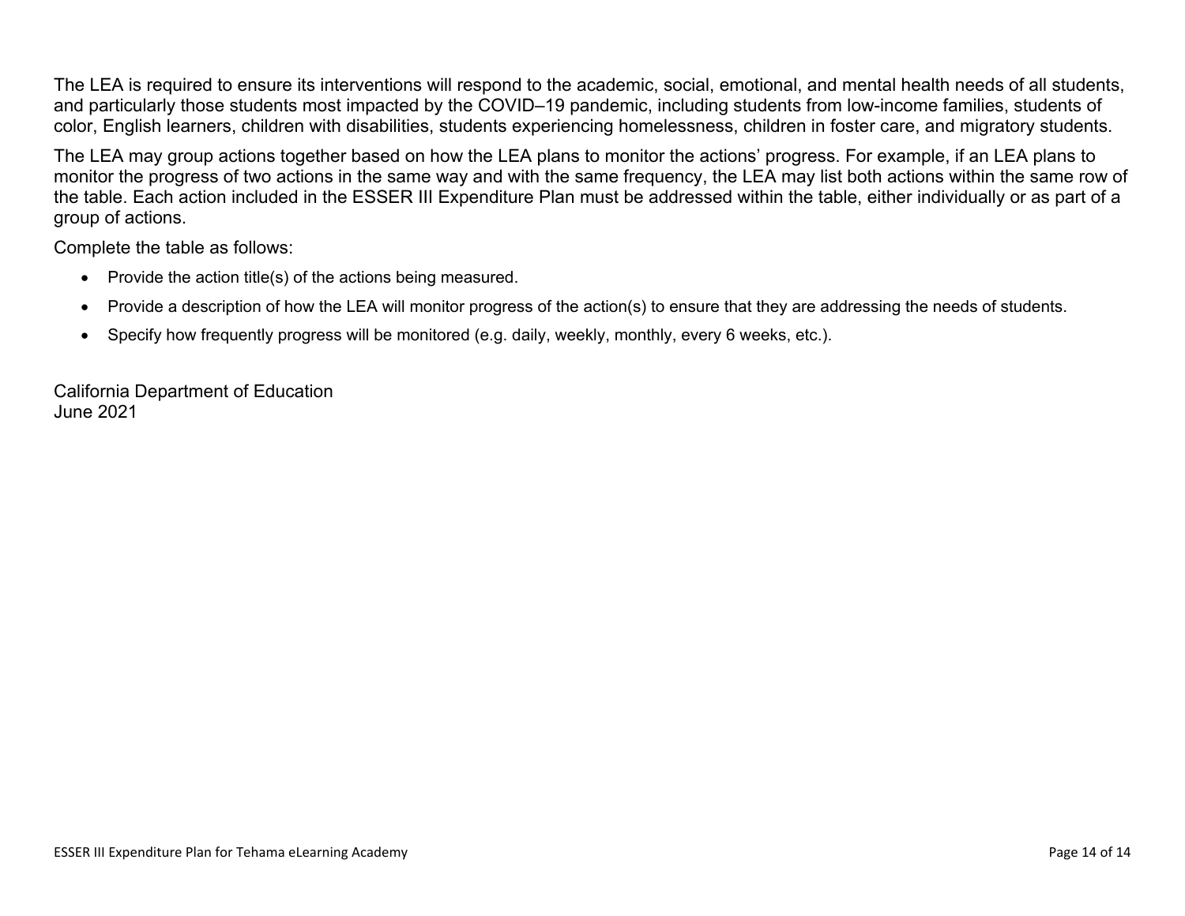The LEA is required to ensure its interventions will respond to the academic, social, emotional, and mental health needs of all students, and particularly those students most impacted by the COVID–19 pandemic, including students from low-income families, students of color, English learners, children with disabilities, students experiencing homelessness, children in foster care, and migratory students.

The LEA may group actions together based on how the LEA plans to monitor the actions' progress. For example, if an LEA plans to monitor the progress of two actions in the same way and with the same frequency, the LEA may list both actions within the same row of the table. Each action included in the ESSER III Expenditure Plan must be addressed within the table, either individually or as part of a group of actions.

Complete the table as follows:

- Provide the action title(s) of the actions being measured.
- Provide a description of how the LEA will monitor progress of the action(s) to ensure that they are addressing the needs of students.
- Specify how frequently progress will be monitored (e.g. daily, weekly, monthly, every 6 weeks, etc.).

California Department of Education
June 2021